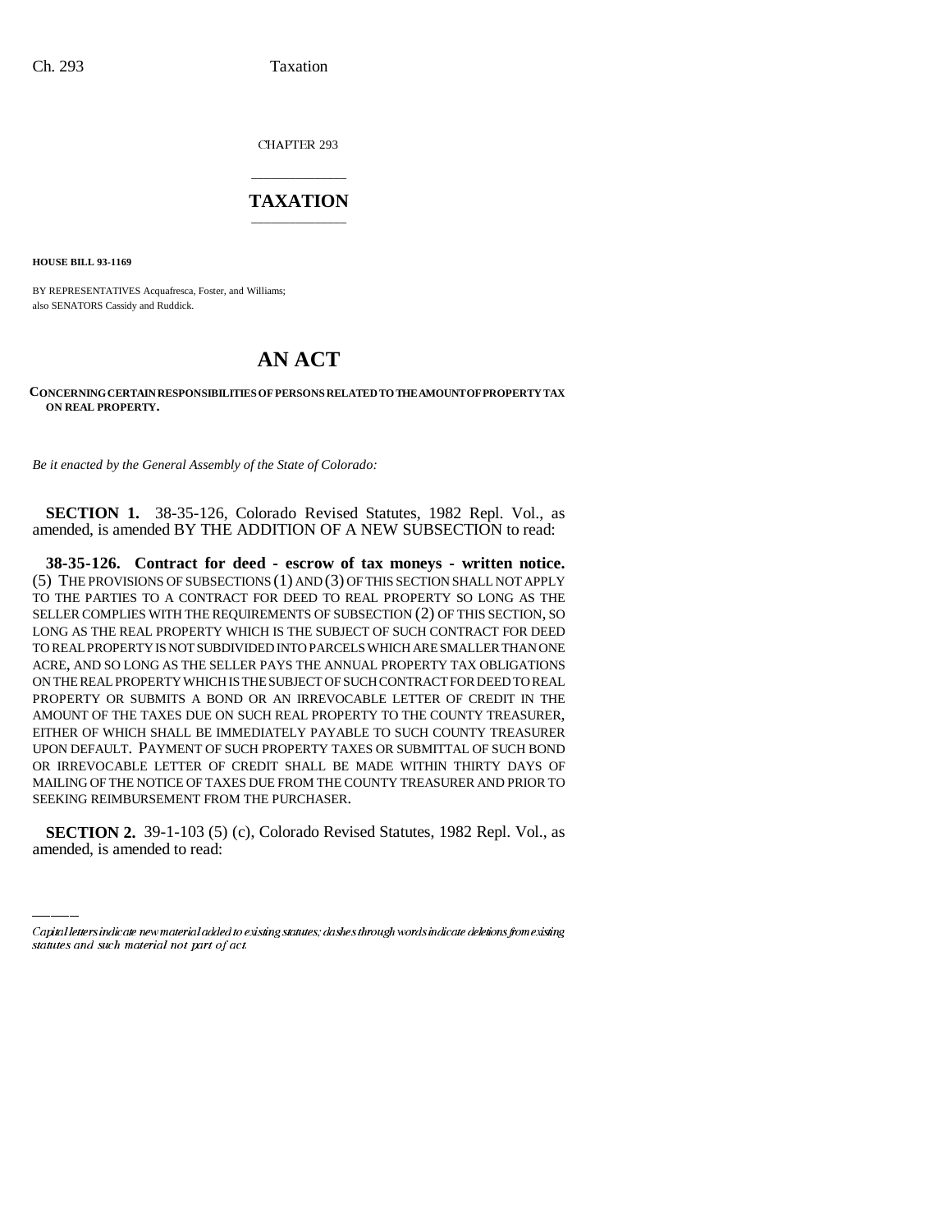CHAPTER 293

# TAXATION

**HOUSE BILL 93-1169**

BY REPRESENTATIVES Acquafresca, Foster, and Williams;
also SENATORS Cassidy and Ruddick.

# AN ACT

**CONCERNING CERTAIN RESPONSIBILITIES OF PERSONS RELATED TO THE AMOUNT OF PROPERTY TAX ON REAL PROPERTY.**

*Be it enacted by the General Assembly of the State of Colorado:*

**SECTION 1.** 38-35-126, Colorado Revised Statutes, 1982 Repl. Vol., as amended, is amended BY THE ADDITION OF A NEW SUBSECTION to read:

**38-35-126. Contract for deed - escrow of tax moneys - written notice.** (5) THE PROVISIONS OF SUBSECTIONS (1) AND (3) OF THIS SECTION SHALL NOT APPLY TO THE PARTIES TO A CONTRACT FOR DEED TO REAL PROPERTY SO LONG AS THE SELLER COMPLIES WITH THE REQUIREMENTS OF SUBSECTION (2) OF THIS SECTION, SO LONG AS THE REAL PROPERTY WHICH IS THE SUBJECT OF SUCH CONTRACT FOR DEED TO REAL PROPERTY IS NOT SUBDIVIDED INTO PARCELS WHICH ARE SMALLER THAN ONE ACRE, AND SO LONG AS THE SELLER PAYS THE ANNUAL PROPERTY TAX OBLIGATIONS ON THE REAL PROPERTY WHICH IS THE SUBJECT OF SUCH CONTRACT FOR DEED TO REAL PROPERTY OR SUBMITS A BOND OR AN IRREVOCABLE LETTER OF CREDIT IN THE AMOUNT OF THE TAXES DUE ON SUCH REAL PROPERTY TO THE COUNTY TREASURER, EITHER OF WHICH SHALL BE IMMEDIATELY PAYABLE TO SUCH COUNTY TREASURER UPON DEFAULT. PAYMENT OF SUCH PROPERTY TAXES OR SUBMITTAL OF SUCH BOND OR IRREVOCABLE LETTER OF CREDIT SHALL BE MADE WITHIN THIRTY DAYS OF MAILING OF THE NOTICE OF TAXES DUE FROM THE COUNTY TREASURER AND PRIOR TO SEEKING REIMBURSEMENT FROM THE PURCHASER.

**SECTION 2.** 39-1-103 (5) (c), Colorado Revised Statutes, 1982 Repl. Vol., as amended, is amended to read:

Capital letters indicate new material added to existing statutes; dashes through words indicate deletions from existing statutes and such material not part of act.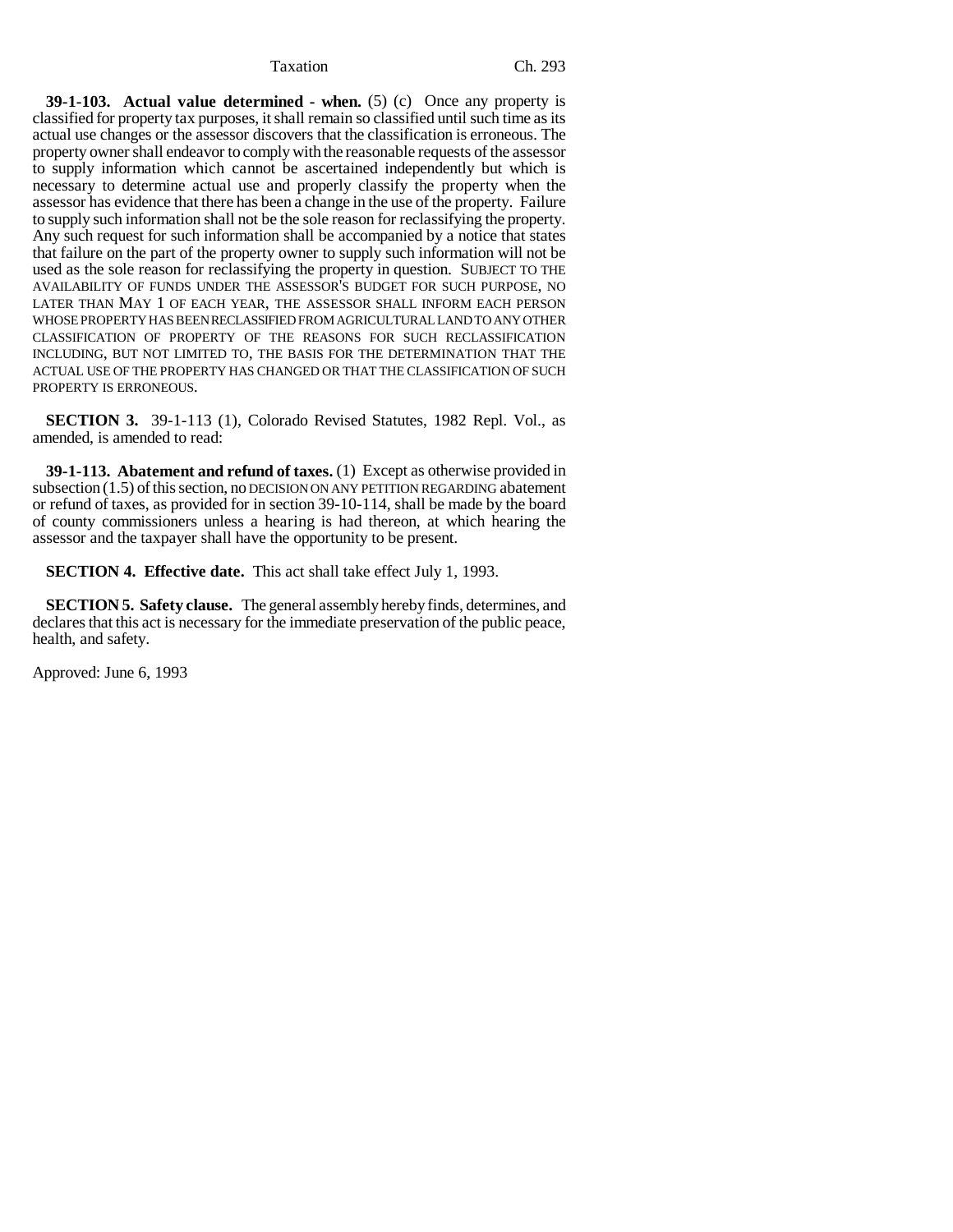**39-1-103. Actual value determined - when.** (5) (c) Once any property is classified for property tax purposes, it shall remain so classified until such time as its actual use changes or the assessor discovers that the classification is erroneous. The property owner shall endeavor to comply with the reasonable requests of the assessor to supply information which cannot be ascertained independently but which is necessary to determine actual use and properly classify the property when the assessor has evidence that there has been a change in the use of the property. Failure to supply such information shall not be the sole reason for reclassifying the property. Any such request for such information shall be accompanied by a notice that states that failure on the part of the property owner to supply such information will not be used as the sole reason for reclassifying the property in question. SUBJECT TO THE AVAILABILITY OF FUNDS UNDER THE ASSESSOR'S BUDGET FOR SUCH PURPOSE, NO LATER THAN MAY 1 OF EACH YEAR, THE ASSESSOR SHALL INFORM EACH PERSON WHOSE PROPERTY HAS BEEN RECLASSIFIED FROM AGRICULTURAL LAND TO ANY OTHER CLASSIFICATION OF PROPERTY OF THE REASONS FOR SUCH RECLASSIFICATION INCLUDING, BUT NOT LIMITED TO, THE BASIS FOR THE DETERMINATION THAT THE ACTUAL USE OF THE PROPERTY HAS CHANGED OR THAT THE CLASSIFICATION OF SUCH PROPERTY IS ERRONEOUS.

**SECTION 3.** 39-1-113 (1), Colorado Revised Statutes, 1982 Repl. Vol., as amended, is amended to read:

**39-1-113. Abatement and refund of taxes.** (1) Except as otherwise provided in subsection (1.5) of this section, no DECISION ON ANY PETITION REGARDING abatement or refund of taxes, as provided for in section 39-10-114, shall be made by the board of county commissioners unless a hearing is had thereon, at which hearing the assessor and the taxpayer shall have the opportunity to be present.

**SECTION 4. Effective date.** This act shall take effect July 1, 1993.

**SECTION 5. Safety clause.** The general assembly hereby finds, determines, and declares that this act is necessary for the immediate preservation of the public peace, health, and safety.

Approved: June 6, 1993